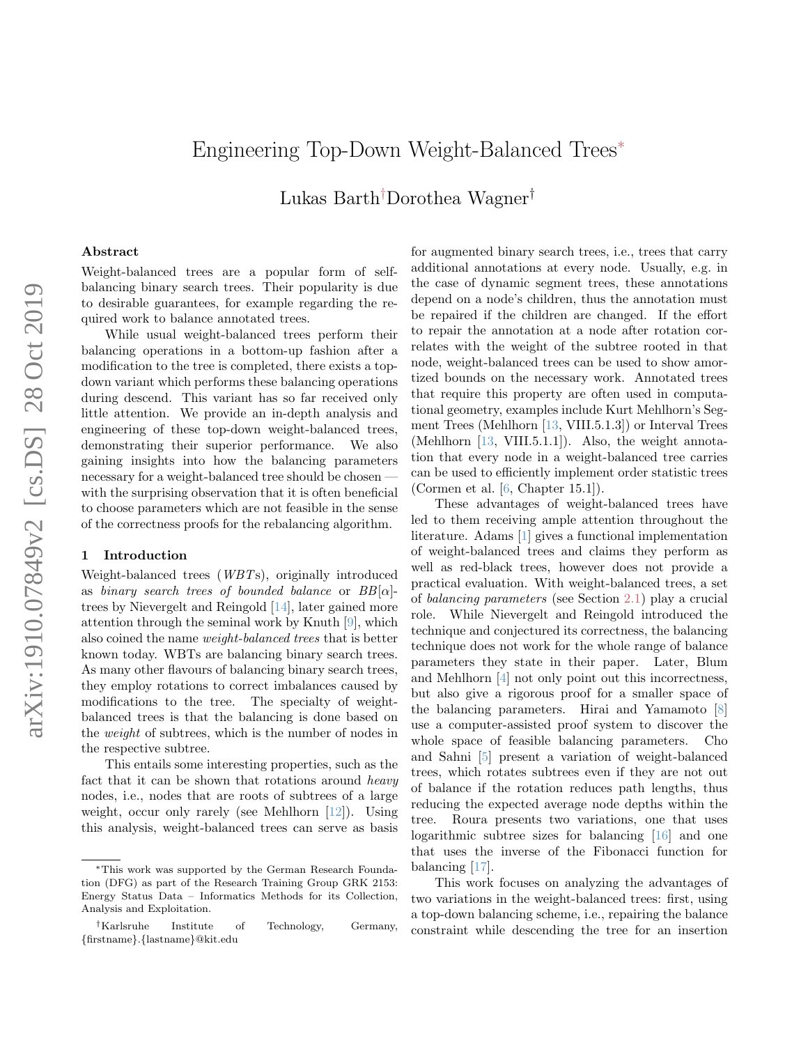# Engineering Top-Down Weight-Balanced Trees[*]

Lukas Barth[†] Dorothea Wagner[†]

### Abstract

Weight-balanced trees are a popular form of self-balancing binary search trees. Their popularity is due to desirable guarantees, for example regarding the required work to balance annotated trees.

While usual weight-balanced trees perform their balancing operations in a bottom-up fashion after a modification to the tree is completed, there exists a top-down variant which performs these balancing operations during descend. This variant has so far received only little attention. We provide an in-depth analysis and engineering of these top-down weight-balanced trees, demonstrating their superior performance. We also gaining insights into how the balancing parameters necessary for a weight-balanced tree should be chosen — with the surprising observation that it is often beneficial to choose parameters which are not feasible in the sense of the correctness proofs for the rebalancing algorithm.

## 1 Introduction

Weight-balanced trees (*WBTs*), originally introduced as *binary search trees of bounded balance* or *BB*[$\alpha$]-trees by Nievergelt and Reingold [14], later gained more attention through the seminal work by Knuth [9], which also coined the name *weight-balanced trees* that is better known today. WBTs are balancing binary search trees. As many other flavours of balancing binary search trees, they employ rotations to correct imbalances caused by modifications to the tree. The specialty of weight-balanced trees is that the balancing is done based on the *weight* of subtrees, which is the number of nodes in the respective subtree.

This entails some interesting properties, such as the fact that it can be shown that rotations around *heavy* nodes, i.e., nodes that are roots of subtrees of a large weight, occur only rarely (see Mehlhorn [12]). Using this analysis, weight-balanced trees can serve as basis for augmented binary search trees, i.e., trees that carry additional annotations at every node. Usually, e.g. in the case of dynamic segment trees, these annotations depend on a node's children, thus the annotation must be repaired if the children are changed. If the effort to repair the annotation at a node after rotation correlates with the weight of the subtree rooted in that node, weight-balanced trees can be used to show amortized bounds on the necessary work. Annotated trees that require this property are often used in computational geometry, examples include Kurt Mehlhorn's Segment Trees (Mehlhorn [13, VIII.5.1.3]) or Interval Trees (Mehlhorn [13, VIII.5.1.1]). Also, the weight annotation that every node in a weight-balanced tree carries can be used to efficiently implement order statistic trees (Cormen et al. [6, Chapter 15.1]).

These advantages of weight-balanced trees have led to them receiving ample attention throughout the literature. Adams [1] gives a functional implementation of weight-balanced trees and claims they perform as well as red-black trees, however does not provide a practical evaluation. With weight-balanced trees, a set of *balancing parameters* (see Section 2.1) play a crucial role. While Nievergelt and Reingold introduced the technique and conjectured its correctness, the balancing technique does not work for the whole range of balance parameters they state in their paper. Later, Blum and Mehlhorn [4] not only point out this incorrectness, but also give a rigorous proof for a smaller space of the balancing parameters. Hirai and Yamamoto [8] use a computer-assisted proof system to discover the whole space of feasible balancing parameters. Cho and Sahni [5] present a variation of weight-balanced trees, which rotates subtrees even if they are not out of balance if the rotation reduces path lengths, thus reducing the expected average node depths within the tree. Roura presents two variations, one that uses logarithmic subtree sizes for balancing [16] and one that uses the inverse of the Fibonacci function for balancing [17].

This work focuses on analyzing the advantages of two variations in the weight-balanced trees: first, using a top-down balancing scheme, i.e., repairing the balance constraint while descending the tree for an insertion

---

[*] This work was supported by the German Research Foundation (DFG) as part of the Research Training Group GRK 2153: Energy Status Data – Informatics Methods for its Collection, Analysis and Exploitation.

[†] Karlsruhe Institute of Technology, Germany, {firstname}.{lastname}@kit.edu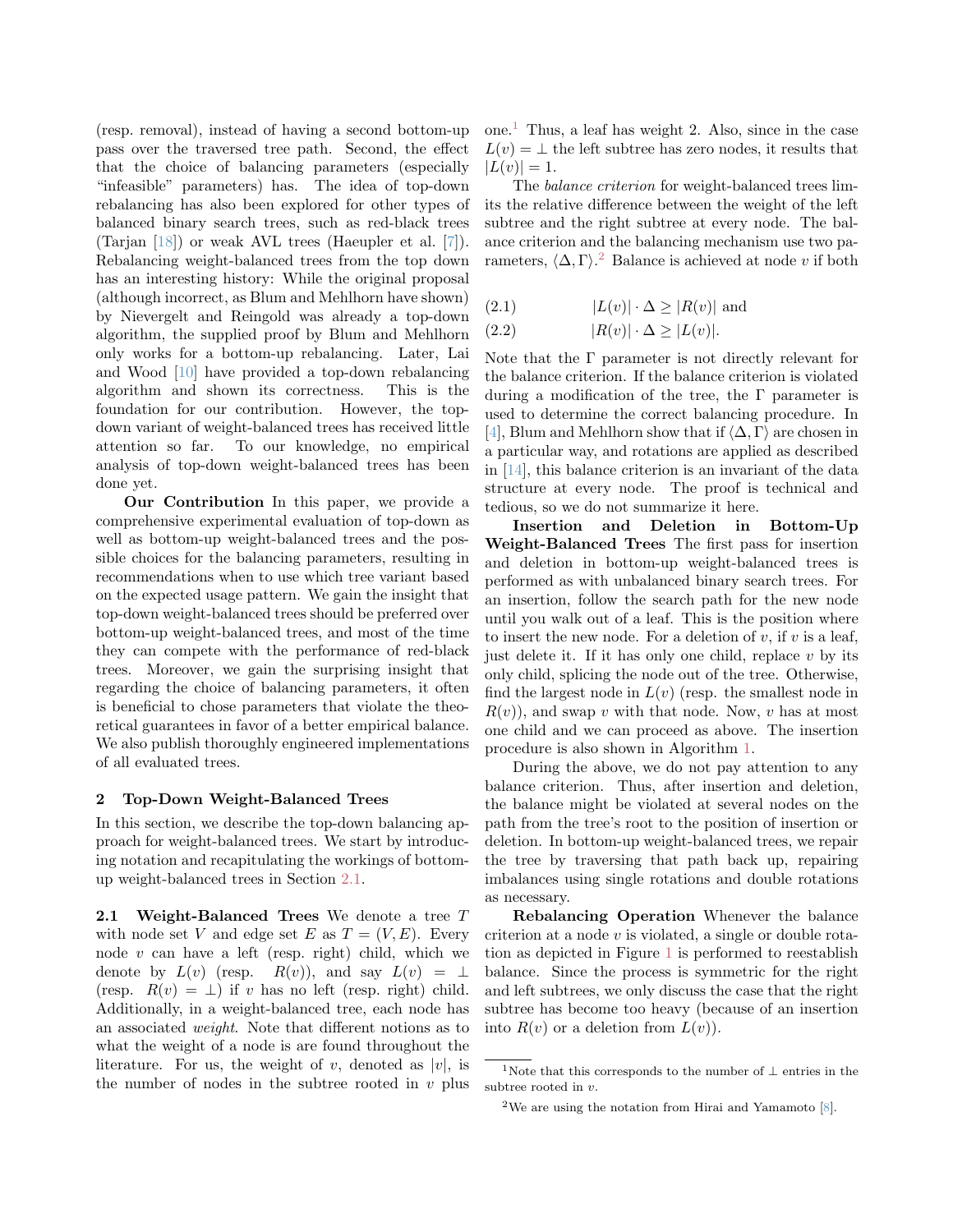(resp. removal), instead of having a second bottom-up pass over the traversed tree path. Second, the effect that the choice of balancing parameters (especially "infeasible" parameters) has. The idea of top-down rebalancing has also been explored for other types of balanced binary search trees, such as red-black trees (Tarjan [18]) or weak AVL trees (Haeupler et al. [7]). Rebalancing weight-balanced trees from the top down has an interesting history: While the original proposal (although incorrect, as Blum and Mehlhorn have shown) by Nievergelt and Reingold was already a top-down algorithm, the supplied proof by Blum and Mehlhorn only works for a bottom-up rebalancing. Later, Lai and Wood [10] have provided a top-down rebalancing algorithm and shown its correctness. This is the foundation for our contribution. However, the top-down variant of weight-balanced trees has received little attention so far. To our knowledge, no empirical analysis of top-down weight-balanced trees has been done yet.

**Our Contribution** In this paper, we provide a comprehensive experimental evaluation of top-down as well as bottom-up weight-balanced trees and the possible choices for the balancing parameters, resulting in recommendations when to use which tree variant based on the expected usage pattern. We gain the insight that top-down weight-balanced trees should be preferred over bottom-up weight-balanced trees, and most of the time they can compete with the performance of red-black trees. Moreover, we gain the surprising insight that regarding the choice of balancing parameters, it often is beneficial to chose parameters that violate the theoretical guarantees in favor of a better empirical balance. We also publish thoroughly engineered implementations of all evaluated trees.

## 2 Top-Down Weight-Balanced Trees

In this section, we describe the top-down balancing approach for weight-balanced trees. We start by introducing notation and recapitulating the workings of bottom-up weight-balanced trees in Section 2.1.

**2.1 Weight-Balanced Trees** We denote a tree $T$ with node set $V$ and edge set $E$ as $T = (V, E)$. Every node $v$ can have a left (resp. right) child, which we denote by $L(v)$ (resp. $R(v)$), and say $L(v) = \perp$ (resp. $R(v) = \perp$) if $v$ has no left (resp. right) child. Additionally, in a weight-balanced tree, each node has an associated *weight*. Note that different notions as to what the weight of a node is are found throughout the literature. For us, the weight of $v$, denoted as $|v|$, is the number of nodes in the subtree rooted in $v$ plus one.[1] Thus, a leaf has weight 2. Also, since in the case $L(v) = \perp$ the left subtree has zero nodes, it results that $|L(v)| = 1$.

The *balance criterion* for weight-balanced trees limits the relative difference between the weight of the left subtree and the right subtree at every node. The balance criterion and the balancing mechanism use two parameters, $\langle \Delta, \Gamma \rangle$.[2] Balance is achieved at node $v$ if both

$$|L(v)| \cdot \Delta \geq |R(v)| \text{ and} \tag{2.1}$$

$$|R(v)| \cdot \Delta \geq |L(v)|. \tag{2.2}$$

Note that the $\Gamma$ parameter is not directly relevant for the balance criterion. If the balance criterion is violated during a modification of the tree, the $\Gamma$ parameter is used to determine the correct balancing procedure. In [4], Blum and Mehlhorn show that if $\langle \Delta, \Gamma \rangle$ are chosen in a particular way, and rotations are applied as described in [14], this balance criterion is an invariant of the data structure at every node. The proof is technical and tedious, so we do not summarize it here.

**Insertion and Deletion in Bottom-Up Weight-Balanced Trees** The first pass for insertion and deletion in bottom-up weight-balanced trees is performed as with unbalanced binary search trees. For an insertion, follow the search path for the new node until you walk out of a leaf. This is the position where to insert the new node. For a deletion of $v$, if $v$ is a leaf, just delete it. If it has only one child, replace $v$ by its only child, splicing the node out of the tree. Otherwise, find the largest node in $L(v)$ (resp. the smallest node in $R(v)$), and swap $v$ with that node. Now, $v$ has at most one child and we can proceed as above. The insertion procedure is also shown in Algorithm 1.

During the above, we do not pay attention to any balance criterion. Thus, after insertion and deletion, the balance might be violated at several nodes on the path from the tree's root to the position of insertion or deletion. In bottom-up weight-balanced trees, we repair the tree by traversing that path back up, repairing imbalances using single rotations and double rotations as necessary.

**Rebalancing Operation** Whenever the balance criterion at a node $v$ is violated, a single or double rotation as depicted in Figure 1 is performed to reestablish balance. Since the process is symmetric for the right and left subtrees, we only discuss the case that the right subtree has become too heavy (because of an insertion into $R(v)$ or a deletion from $L(v)$).

[1] Note that this corresponds to the number of $\perp$ entries in the subtree rooted in $v$.

[2] We are using the notation from Hirai and Yamamoto [8].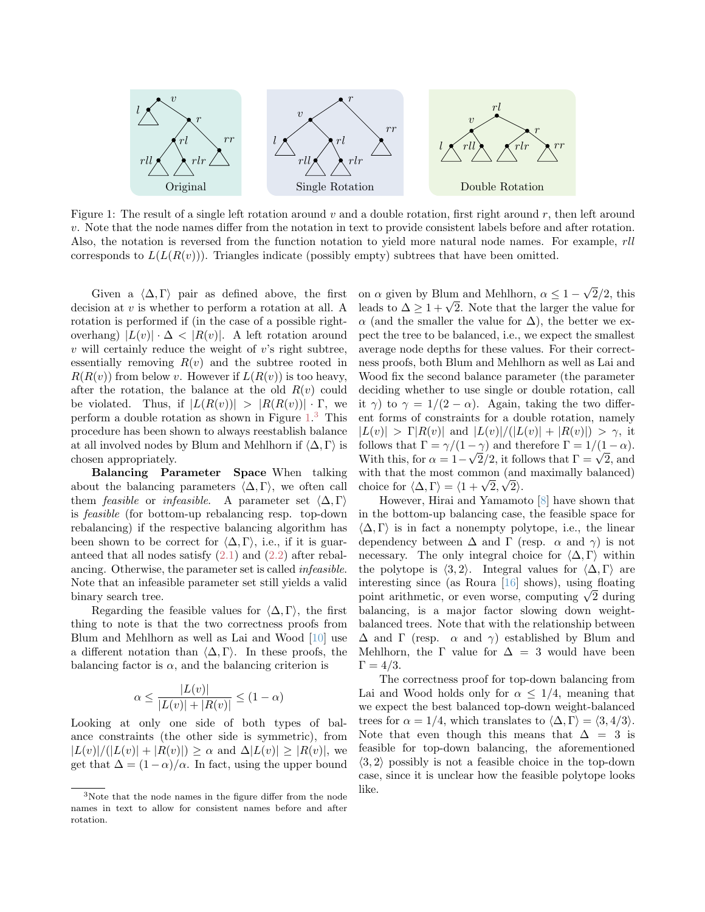Figure 1: The result of a single left rotation around $v$ and a double rotation, first right around $r$, then left around $v$. Note that the node names differ from the notation in text to provide consistent labels before and after rotation. Also, the notation is reversed from the function notation to yield more natural node names. For example, $rll$ corresponds to $L(L(R(v)))$. Triangles indicate (possibly empty) subtrees that have been omitted.

Given a $\langle\Delta, \Gamma\rangle$ pair as defined above, the first decision at $v$ is whether to perform a rotation at all. A rotation is performed if (in the case of a possible right-overhang) $|L(v)| \cdot \Delta < |R(v)|$. A left rotation around $v$ will certainly reduce the weight of $v$'s right subtree, essentially removing $R(v)$ and the subtree rooted in $R(R(v))$ from below $v$. However if $L(R(v))$ is too heavy, after the rotation, the balance at the old $R(v)$ could be violated. Thus, if $|L(R(v))| > |R(R(v))| \cdot \Gamma$, we perform a double rotation as shown in Figure 1.[3] This procedure has been shown to always reestablish balance at all involved nodes by Blum and Mehlhorn if $\langle\Delta, \Gamma\rangle$ is chosen appropriately.

**Balancing Parameter Space** When talking about the balancing parameters $\langle\Delta, \Gamma\rangle$, we often call them *feasible* or *infeasible*. A parameter set $\langle\Delta, \Gamma\rangle$ is *feasible* (for bottom-up rebalancing resp. top-down rebalancing) if the respective balancing algorithm has been shown to be correct for $\langle\Delta, \Gamma\rangle$, i.e., if it is guaranteed that all nodes satisfy (2.1) and (2.2) after rebalancing. Otherwise, the parameter set is called *infeasible*. Note that an infeasible parameter set still yields a valid binary search tree.

Regarding the feasible values for $\langle\Delta, \Gamma\rangle$, the first thing to note is that the two correctness proofs from Blum and Mehlhorn as well as Lai and Wood [10] use a different notation than $\langle\Delta, \Gamma\rangle$. In these proofs, the balancing factor is $\alpha$, and the balancing criterion is

$$\alpha \leq \frac{|L(v)|}{|L(v)| + |R(v)|} \leq (1 - \alpha)$$

Looking at only one side of both types of balance constraints (the other side is symmetric), from $|L(v)|/(|L(v)| + |R(v)|) \geq \alpha$ and $\Delta|L(v)| \geq |R(v)|$, we get that $\Delta = (1 - \alpha)/\alpha$. In fact, using the upper bound on $\alpha$ given by Blum and Mehlhorn, $\alpha \leq 1 - \sqrt{2}/2$, this leads to $\Delta \geq 1 + \sqrt{2}$. Note that the larger the value for $\alpha$ (and the smaller the value for $\Delta$), the better we expect the tree to be balanced, i.e., we expect the smallest average node depths for these values. For their correctness proofs, both Blum and Mehlhorn as well as Lai and Wood fix the second balance parameter (the parameter deciding whether to use single or double rotation, call it $\gamma$) to $\gamma = 1/(2 - \alpha)$. Again, taking the two different forms of constraints for a double rotation, namely $|L(v)| > \Gamma|R(v)|$ and $|L(v)|/(|L(v)| + |R(v)|) > \gamma$, it follows that $\Gamma = \gamma/(1 - \gamma)$ and therefore $\Gamma = 1/(1 - \alpha)$. With this, for $\alpha = 1 - \sqrt{2}/2$, it follows that $\Gamma = \sqrt{2}$, and with that the most common (and maximally balanced) choice for $\langle\Delta, \Gamma\rangle = \langle 1 + \sqrt{2}, \sqrt{2}\rangle$.

However, Hirai and Yamamoto [8] have shown that in the bottom-up balancing case, the feasible space for $\langle\Delta, \Gamma\rangle$ is in fact a nonempty polytope, i.e., the linear dependency between $\Delta$ and $\Gamma$ (resp. $\alpha$ and $\gamma$) is not necessary. The only integral choice for $\langle\Delta, \Gamma\rangle$ within the polytope is $\langle 3, 2\rangle$. Integral values for $\langle\Delta, \Gamma\rangle$ are interesting since (as Roura [16] shows), using floating point arithmetic, or even worse, computing $\sqrt{2}$ during balancing, is a major factor slowing down weight-balanced trees. Note that with the relationship between $\Delta$ and $\Gamma$ (resp. $\alpha$ and $\gamma$) established by Blum and Mehlhorn, the $\Gamma$ value for $\Delta = 3$ would have been $\Gamma = 4/3$.

The correctness proof for top-down balancing from Lai and Wood holds only for $\alpha \leq 1/4$, meaning that we expect the best balanced top-down weight-balanced trees for $\alpha = 1/4$, which translates to $\langle\Delta, \Gamma\rangle = \langle 3, 4/3\rangle$. Note that even though this means that $\Delta = 3$ is feasible for top-down balancing, the aforementioned $\langle 3, 2\rangle$ possibly is not a feasible choice in the top-down case, since it is unclear how the feasible polytope looks like.

[3] Note that the node names in the figure differ from the node names in text to allow for consistent names before and after rotation.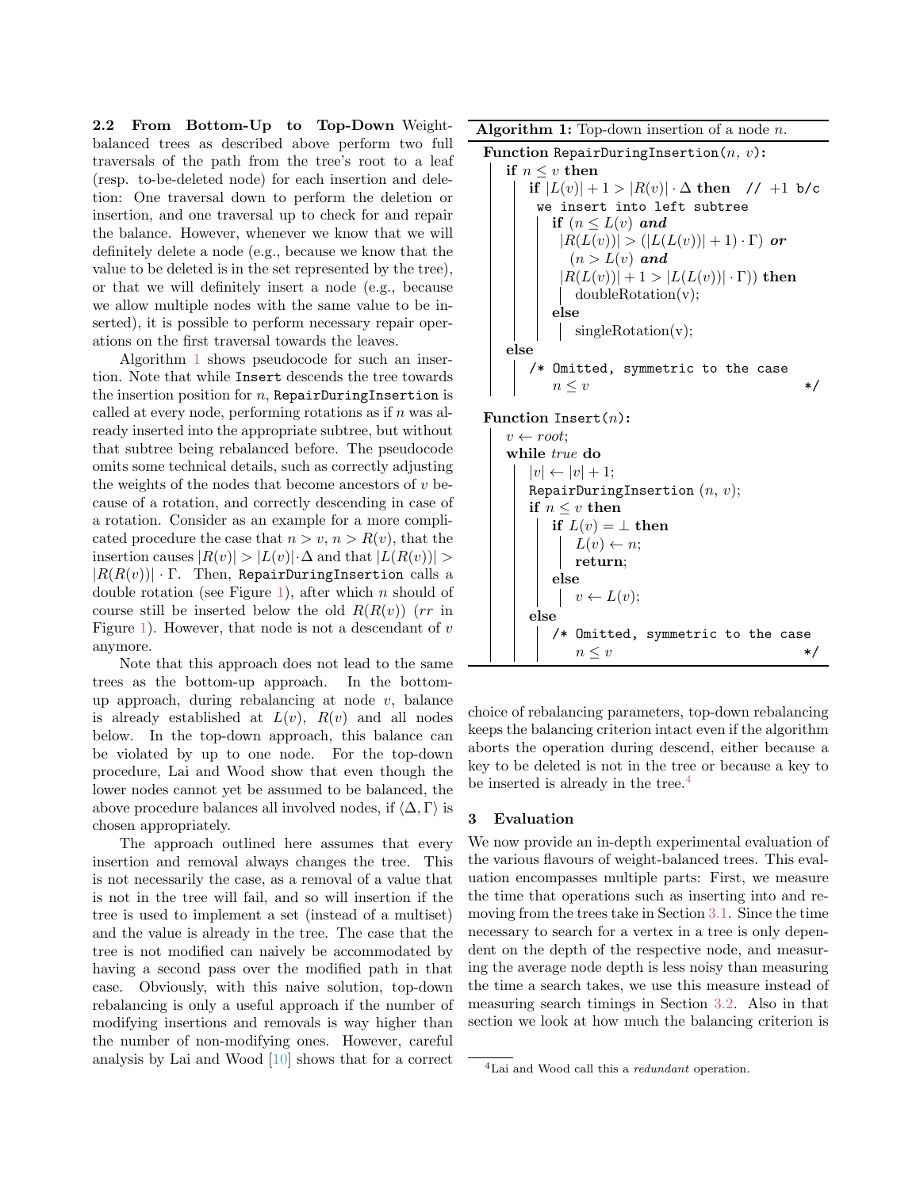**2.2 From Bottom-Up to Top-Down** Weight-balanced trees as described above perform two full traversals of the path from the tree's root to a leaf (resp. to-be-deleted node) for each insertion and deletion: One traversal down to perform the deletion or insertion, and one traversal up to check for and repair the balance. However, whenever we know that we will definitely delete a node (e.g., because we know that the value to be deleted is in the set represented by the tree), or that we will definitely insert a node (e.g., because we allow multiple nodes with the same value to be inserted), it is possible to perform necessary repair operations on the first traversal towards the leaves.

Algorithm 1 shows pseudocode for such an insertion. Note that while `Insert` descends the tree towards the insertion position for $n$, `RepairDuringInsertion` is called at every node, performing rotations as if $n$ was already inserted into the appropriate subtree, but without that subtree being rebalanced before. The pseudocode omits some technical details, such as correctly adjusting the weights of the nodes that become ancestors of $v$ because of a rotation, and correctly descending in case of a rotation. Consider as an example for a more complicated procedure the case that $n > v$, $n > R(v)$, that the insertion causes $|R(v)| > |L(v)| \cdot \Delta$ and that $|L(R(v))| > |R(R(v))| \cdot \Gamma$. Then, `RepairDuringInsertion` calls a double rotation (see Figure 1), after which $n$ should of course still be inserted below the old $R(R(v))$ ($rr$ in Figure 1). However, that node is not a descendant of $v$ anymore.

Note that this approach does not lead to the same trees as the bottom-up approach. In the bottom-up approach, during rebalancing at node $v$, balance is already established at $L(v)$, $R(v)$ and all nodes below. In the top-down approach, this balance can be violated by up to one node. For the top-down procedure, Lai and Wood show that even though the lower nodes cannot yet be assumed to be balanced, the above procedure balances all involved nodes, if $\langle \Delta, \Gamma \rangle$ is chosen appropriately.

The approach outlined here assumes that every insertion and removal always changes the tree. This is not necessarily the case, as a removal of a value that is not in the tree will fail, and so will insertion if the tree is used to implement a set (instead of a multiset) and the value is already in the tree. The case that the tree is not modified can naively be accommodated by having a second pass over the modified path in that case. Obviously, with this naive solution, top-down rebalancing is only a useful approach if the number of modifying insertions and removals is way higher than the number of non-modifying ones. However, careful analysis by Lai and Wood [10] shows that for a correct choice of rebalancing parameters, top-down rebalancing keeps the balancing criterion intact even if the algorithm aborts the operation during descend, either because a key to be deleted is not in the tree or because a key to be inserted is already in the tree.[4]

**Algorithm 1:** Top-down insertion of a node $n$.

```
Function RepairDuringInsertion(n, v):
    if n ≤ v then
        if |L(v)| + 1 > |R(v)| · Δ then  // +1 b/c we insert into left subtree
            if (n ≤ L(v) and
                |R(L(v))| > (|L(L(v))| + 1) · Γ) or
               (n > L(v) and
                |R(L(v))| + 1 > |L(L(v))| · Γ) then
                doubleRotation(v);
            else
                singleRotation(v);
    else
        /* Omitted, symmetric to the case n ≤ v */

Function Insert(n):
    v ← root;
    while true do
        |v| ← |v| + 1;
        RepairDuringInsertion (n, v);
        if n ≤ v then
            if L(v) = ⊥ then
                L(v) ← n;
                return;
            else
                v ← L(v);
        else
            /* Omitted, symmetric to the case n ≤ v */
```

## 3 Evaluation

We now provide an in-depth experimental evaluation of the various flavours of weight-balanced trees. This evaluation encompasses multiple parts: First, we measure the time that operations such as inserting into and removing from the trees take in Section 3.1. Since the time necessary to search for a vertex in a tree is only dependent on the depth of the respective node, and measuring the average node depth is less noisy than measuring the time a search takes, we use this measure instead of measuring search timings in Section 3.2. Also in that section we look at how much the balancing criterion is

[4] Lai and Wood call this a *redundant* operation.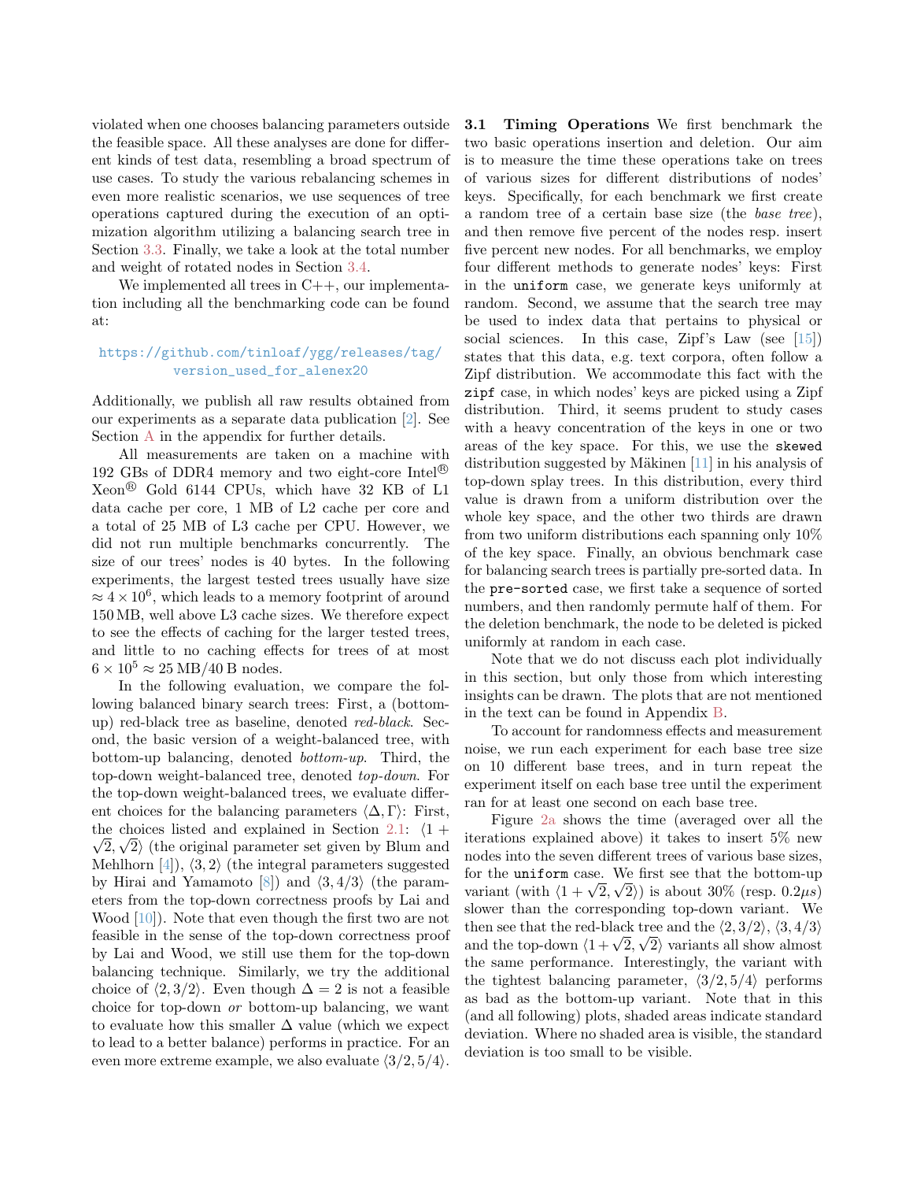violated when one chooses balancing parameters outside the feasible space. All these analyses are done for different kinds of test data, resembling a broad spectrum of use cases. To study the various rebalancing schemes in even more realistic scenarios, we use sequences of tree operations captured during the execution of an optimization algorithm utilizing a balancing search tree in Section 3.3. Finally, we take a look at the total number and weight of rotated nodes in Section 3.4.

We implemented all trees in C++, our implementation including all the benchmarking code can be found at:

https://github.com/tinloaf/ygg/releases/tag/version_used_for_alenex20

Additionally, we publish all raw results obtained from our experiments as a separate data publication [2]. See Section A in the appendix for further details.

All measurements are taken on a machine with 192 GBs of DDR4 memory and two eight-core Intel® Xeon® Gold 6144 CPUs, which have 32 KB of L1 data cache per core, 1 MB of L2 cache per core and a total of 25 MB of L3 cache per CPU. However, we did not run multiple benchmarks concurrently. The size of our trees' nodes is 40 bytes. In the following experiments, the largest tested trees usually have size $\approx 4 \times 10^6$, which leads to a memory footprint of around 150 MB, well above L3 cache sizes. We therefore expect to see the effects of caching for the larger tested trees, and little to no caching effects for trees of at most $6 \times 10^5 \approx 25\,\text{MB}/40\,\text{B}$ nodes.

In the following evaluation, we compare the following balanced binary search trees: First, a (bottom-up) red-black tree as baseline, denoted *red-black*. Second, the basic version of a weight-balanced tree, with bottom-up balancing, denoted *bottom-up*. Third, the top-down weight-balanced tree, denoted *top-down*. For the top-down weight-balanced trees, we evaluate different choices for the balancing parameters $\langle \Delta, \Gamma \rangle$: First, the choices listed and explained in Section 2.1: $\langle 1 + \sqrt{2}, \sqrt{2} \rangle$ (the original parameter set given by Blum and Mehlhorn [4]), $\langle 3, 2 \rangle$ (the integral parameters suggested by Hirai and Yamamoto [8]) and $\langle 3, 4/3 \rangle$ (the parameters from the top-down correctness proofs by Lai and Wood [10]). Note that even though the first two are not feasible in the sense of the top-down correctness proof by Lai and Wood, we still use them for the top-down balancing technique. Similarly, we try the additional choice of $\langle 2, 3/2 \rangle$. Even though $\Delta = 2$ is not a feasible choice for top-down *or* bottom-up balancing, we want to evaluate how this smaller $\Delta$ value (which we expect to lead to a better balance) performs in practice. For an even more extreme example, we also evaluate $\langle 3/2, 5/4 \rangle$.

## 3.1 Timing Operations

We first benchmark the two basic operations insertion and deletion. Our aim is to measure the time these operations take on trees of various sizes for different distributions of nodes' keys. Specifically, for each benchmark we first create a random tree of a certain base size (the *base tree*), and then remove five percent of the nodes resp. insert five percent new nodes. For all benchmarks, we employ four different methods to generate nodes' keys: First in the `uniform` case, we generate keys uniformly at random. Second, we assume that the search tree may be used to index data that pertains to physical or social sciences. In this case, Zipf's Law (see [15]) states that this data, e.g. text corpora, often follow a Zipf distribution. We accommodate this fact with the `zipf` case, in which nodes' keys are picked using a Zipf distribution. Third, it seems prudent to study cases with a heavy concentration of the keys in one or two areas of the key space. For this, we use the `skewed` distribution suggested by Mäkinen [11] in his analysis of top-down splay trees. In this distribution, every third value is drawn from a uniform distribution over the whole key space, and the other two thirds are drawn from two uniform distributions each spanning only 10% of the key space. Finally, an obvious benchmark case for balancing search trees is partially pre-sorted data. In the `pre-sorted` case, we first take a sequence of sorted numbers, and then randomly permute half of them. For the deletion benchmark, the node to be deleted is picked uniformly at random in each case.

Note that we do not discuss each plot individually in this section, but only those from which interesting insights can be drawn. The plots that are not mentioned in the text can be found in Appendix B.

To account for randomness effects and measurement noise, we run each experiment for each base tree size on 10 different base trees, and in turn repeat the experiment itself on each base tree until the experiment ran for at least one second on each base tree.

Figure 2a shows the time (averaged over all the iterations explained above) it takes to insert 5% new nodes into the seven different trees of various base sizes, for the `uniform` case. We first see that the bottom-up variant (with $\langle 1 + \sqrt{2}, \sqrt{2} \rangle$) is about 30% (resp. $0.2\mu s$) slower than the corresponding top-down variant. We then see that the red-black tree and the $\langle 2, 3/2 \rangle$, $\langle 3, 4/3 \rangle$ and the top-down $\langle 1 + \sqrt{2}, \sqrt{2} \rangle$ variants all show almost the same performance. Interestingly, the variant with the tightest balancing parameter, $\langle 3/2, 5/4 \rangle$ performs as bad as the bottom-up variant. Note that in this (and all following) plots, shaded areas indicate standard deviation. Where no shaded area is visible, the standard deviation is too small to be visible.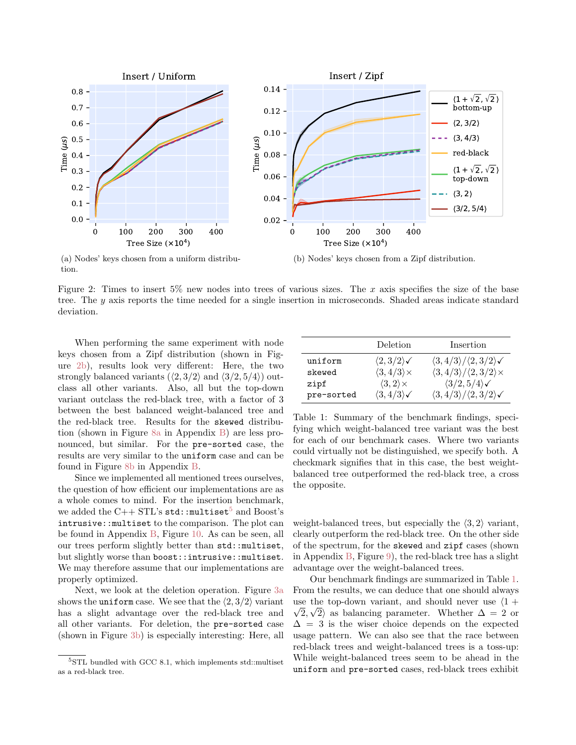(a) Nodes' keys chosen from a uniform distribution.

(b) Nodes' keys chosen from a Zipf distribution.

Figure 2: Times to insert 5% new nodes into trees of various sizes. The $x$ axis specifies the size of the base tree. The $y$ axis reports the time needed for a single insertion in microseconds. Shaded areas indicate standard deviation.

When performing the same experiment with node keys chosen from a Zipf distribution (shown in Figure 2b), results look very different: Here, the two strongly balanced variants ($\langle 2, 3/2\rangle$ and $\langle 3/2, 5/4\rangle$) outclass all other variants. Also, all but the top-down variant outclass the red-black tree, with a factor of 3 between the best balanced weight-balanced tree and the red-black tree. Results for the `skewed` distribution (shown in Figure 8a in Appendix B) are less pronounced, but similar. For the `pre-sorted` case, the results are very similar to the `uniform` case and can be found in Figure 8b in Appendix B.

Since we implemented all mentioned trees ourselves, the question of how efficient our implementations are as a whole comes to mind. For the insertion benchmark, we added the C++ STL's `std::multiset`[5] and Boost's `intrusive::multiset` to the comparison. The plot can be found in Appendix B, Figure 10. As can be seen, all our trees perform slightly better than `std::multiset`, but slightly worse than `boost::intrusive::multiset`. We may therefore assume that our implementations are properly optimized.

Next, we look at the deletion operation. Figure 3a shows the `uniform` case. We see that the $\langle 2, 3/2\rangle$ variant has a slight advantage over the red-black tree and all other variants. For deletion, the `pre-sorted` case (shown in Figure 3b) is especially interesting: Here, all weight-balanced trees, but especially the $\langle 3, 2\rangle$ variant, clearly outperform the red-black tree. On the other side of the spectrum, for the `skewed` and `zipf` cases (shown in Appendix B, Figure 9), the red-black tree has a slight advantage over the weight-balanced trees.

|  | Deletion | Insertion |
|---|---|---|
| `uniform` | $\langle 2, 3/2\rangle$✓ | $\langle 3, 4/3\rangle/\langle 2, 3/2\rangle$✓ |
| `skewed` | $\langle 3, 4/3\rangle$× | $\langle 3, 4/3\rangle/\langle 2, 3/2\rangle$× |
| `zipf` | $\langle 3, 2\rangle$× | $\langle 3/2, 5/4\rangle$✓ |
| `pre-sorted` | $\langle 3, 4/3\rangle$✓ | $\langle 3, 4/3\rangle/\langle 2, 3/2\rangle$✓ |

Table 1: Summary of the benchmark findings, specifying which weight-balanced tree variant was the best for each of our benchmark cases. Where two variants could virtually not be distinguished, we specify both. A checkmark signifies that in this case, the best weight-balanced tree outperformed the red-black tree, a cross the opposite.

Our benchmark findings are summarized in Table 1. From the results, we can deduce that one should always use the top-down variant, and should never use $\langle 1 + \sqrt{2}, \sqrt{2}\rangle$ as balancing parameter. Whether $\Delta = 2$ or $\Delta = 3$ is the wiser choice depends on the expected usage pattern. We can also see that the race between red-black trees and weight-balanced trees is a toss-up: While weight-balanced trees seem to be ahead in the `uniform` and `pre-sorted` cases, red-black trees exhibit

[5] STL bundled with GCC 8.1, which implements std::multiset as a red-black tree.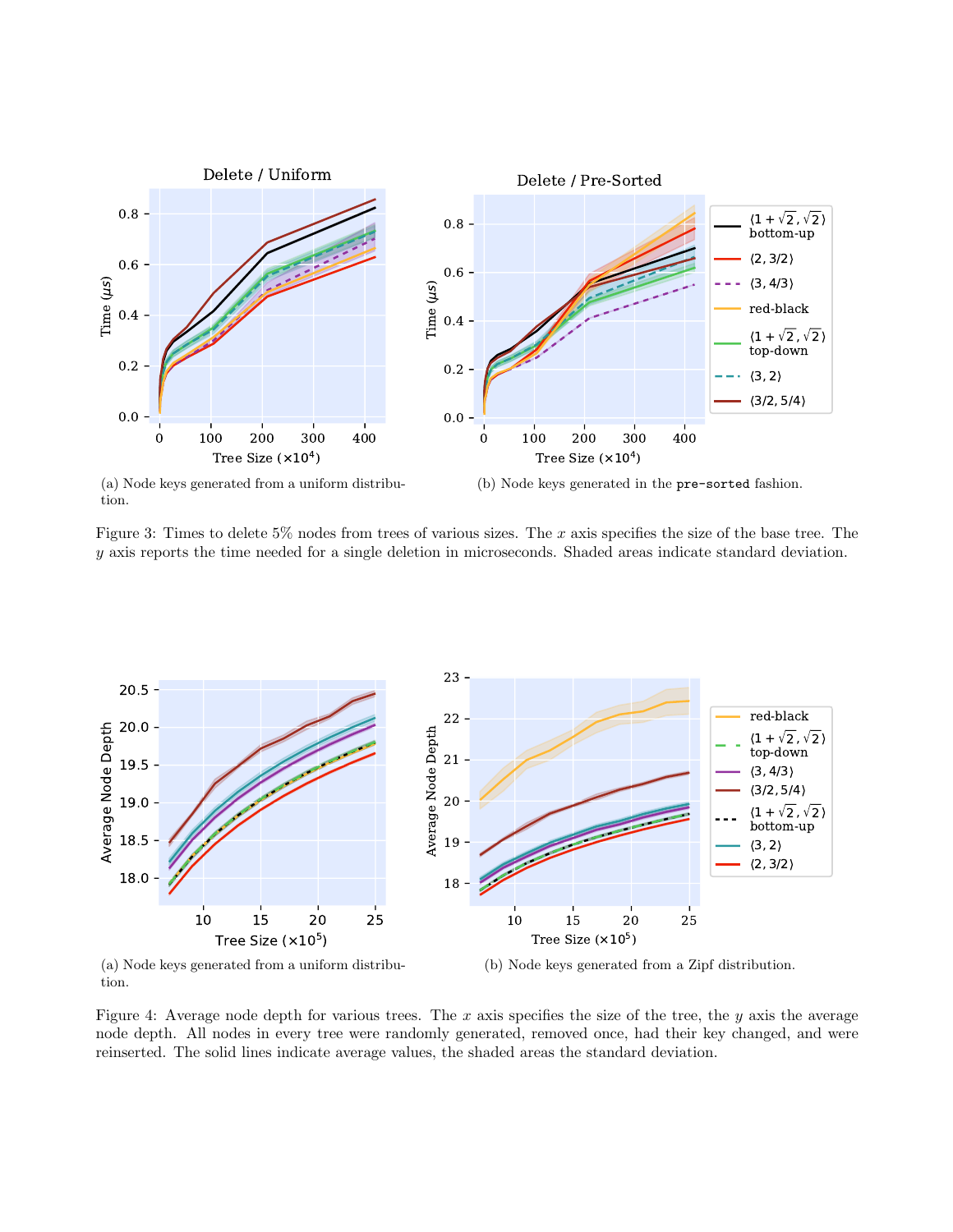(a) Node keys generated from a uniform distribution.

(b) Node keys generated in the `pre-sorted` fashion.

Figure 3: Times to delete 5% nodes from trees of various sizes. The $x$ axis specifies the size of the base tree. The $y$ axis reports the time needed for a single deletion in microseconds. Shaded areas indicate standard deviation.

(a) Node keys generated from a uniform distribution.

(b) Node keys generated from a Zipf distribution.

Figure 4: Average node depth for various trees. The $x$ axis specifies the size of the tree, the $y$ axis the average node depth. All nodes in every tree were randomly generated, removed once, had their key changed, and were reinserted. The solid lines indicate average values, the shaded areas the standard deviation.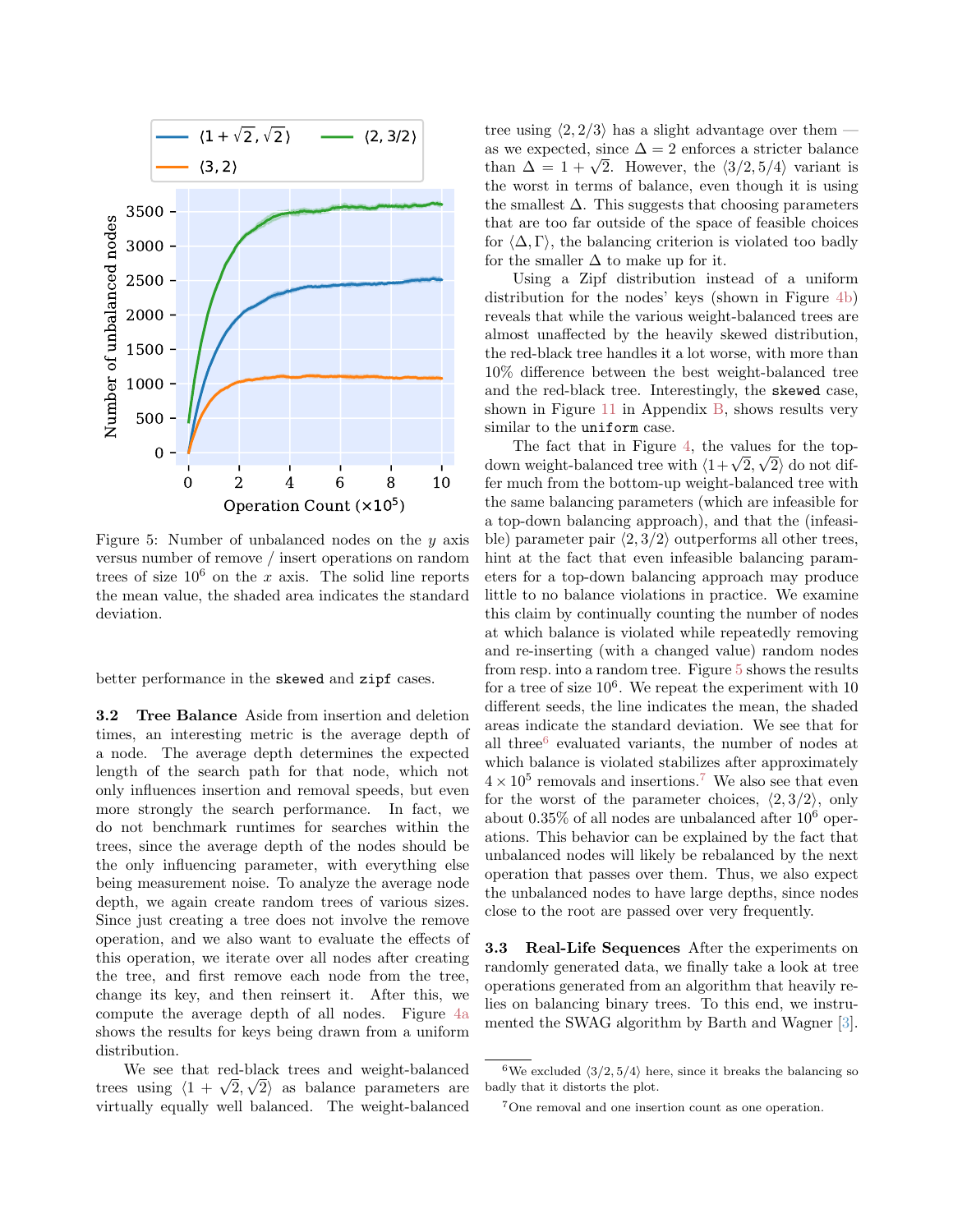Figure 5: Number of unbalanced nodes on the $y$ axis versus number of remove / insert operations on random trees of size $10^6$ on the $x$ axis. The solid line reports the mean value, the shaded area indicates the standard deviation.

better performance in the `skewed` and `zipf` cases.

**3.2 Tree Balance** Aside from insertion and deletion times, an interesting metric is the average depth of a node. The average depth determines the expected length of the search path for that node, which not only influences insertion and removal speeds, but even more strongly the search performance. In fact, we do not benchmark runtimes for searches within the trees, since the average depth of the nodes should be the only influencing parameter, with everything else being measurement noise. To analyze the average node depth, we again create random trees of various sizes. Since just creating a tree does not involve the remove operation, and we also want to evaluate the effects of this operation, we iterate over all nodes after creating the tree, and first remove each node from the tree, change its key, and then reinsert it. After this, we compute the average depth of all nodes. Figure 4a shows the results for keys being drawn from a uniform distribution.

We see that red-black trees and weight-balanced trees using $\langle 1+\sqrt{2}, \sqrt{2}\rangle$ as balance parameters are virtually equally well balanced. The weight-balanced tree using $\langle 2, 2/3\rangle$ has a slight advantage over them — as we expected, since $\Delta = 2$ enforces a stricter balance than $\Delta = 1 + \sqrt{2}$. However, the $\langle 3/2, 5/4\rangle$ variant is the worst in terms of balance, even though it is using the smallest $\Delta$. This suggests that choosing parameters that are too far outside of the space of feasible choices for $\langle \Delta, \Gamma\rangle$, the balancing criterion is violated too badly for the smaller $\Delta$ to make up for it.

Using a Zipf distribution instead of a uniform distribution for the nodes' keys (shown in Figure 4b) reveals that while the various weight-balanced trees are almost unaffected by the heavily skewed distribution, the red-black tree handles it a lot worse, with more than 10% difference between the best weight-balanced tree and the red-black tree. Interestingly, the `skewed` case, shown in Figure 11 in Appendix B, shows results very similar to the `uniform` case.

The fact that in Figure 4, the values for the top-down weight-balanced tree with $\langle 1+\sqrt{2}, \sqrt{2}\rangle$ do not differ much from the bottom-up weight-balanced tree with the same balancing parameters (which are infeasible for a top-down balancing approach), and that the (infeasible) parameter pair $\langle 2, 3/2\rangle$ outperforms all other trees, hint at the fact that even infeasible balancing parameters for a top-down balancing approach may produce little to no balance violations in practice. We examine this claim by continually counting the number of nodes at which balance is violated while repeatedly removing and re-inserting (with a changed value) random nodes from resp. into a random tree. Figure 5 shows the results for a tree of size $10^6$. We repeat the experiment with 10 different seeds, the line indicates the mean, the shaded areas indicate the standard deviation. We see that for all three[6] evaluated variants, the number of nodes at which balance is violated stabilizes after approximately $4 \times 10^5$ removals and insertions.[7] We also see that even for the worst of the parameter choices, $\langle 2, 3/2\rangle$, only about 0.35% of all nodes are unbalanced after $10^6$ operations. This behavior can be explained by the fact that unbalanced nodes will likely be rebalanced by the next operation that passes over them. Thus, we also expect the unbalanced nodes to have large depths, since nodes close to the root are passed over very frequently.

**3.3 Real-Life Sequences** After the experiments on randomly generated data, we finally take a look at tree operations generated from an algorithm that heavily relies on balancing binary trees. To this end, we instrumented the SWAG algorithm by Barth and Wagner [3].

[6] We excluded $\langle 3/2, 5/4\rangle$ here, since it breaks the balancing so badly that it distorts the plot.

[7] One removal and one insertion count as one operation.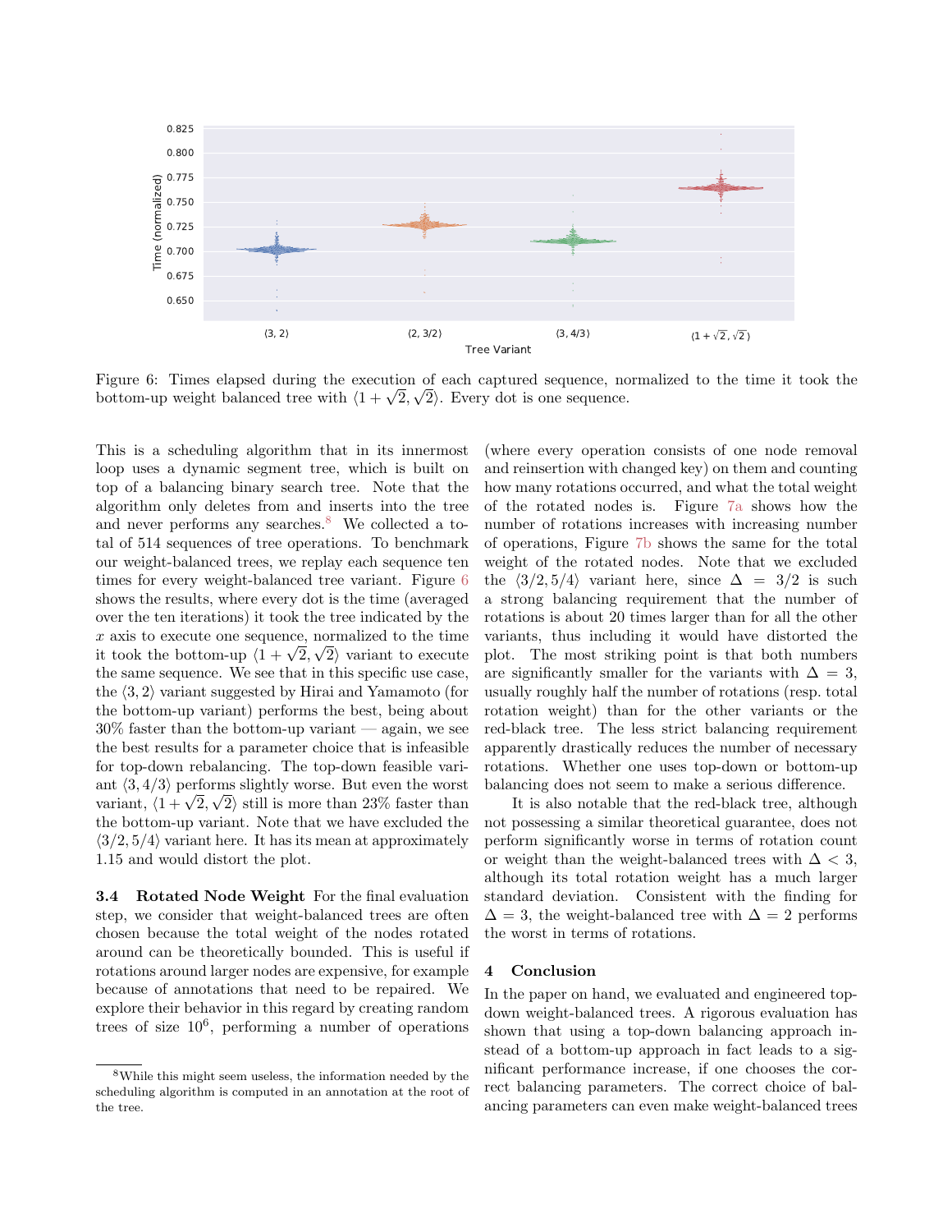Figure 6: Times elapsed during the execution of each captured sequence, normalized to the time it took the bottom-up weight balanced tree with $\langle 1+\sqrt{2}, \sqrt{2}\rangle$. Every dot is one sequence.

This is a scheduling algorithm that in its innermost loop uses a dynamic segment tree, which is built on top of a balancing binary search tree. Note that the algorithm only deletes from and inserts into the tree and never performs any searches.[8] We collected a total of 514 sequences of tree operations. To benchmark our weight-balanced trees, we replay each sequence ten times for every weight-balanced tree variant. Figure 6 shows the results, where every dot is the time (averaged over the ten iterations) it took the tree indicated by the $x$ axis to execute one sequence, normalized to the time it took the bottom-up $\langle 1+\sqrt{2}, \sqrt{2}\rangle$ variant to execute the same sequence. We see that in this specific use case, the $\langle 3, 2\rangle$ variant suggested by Hirai and Yamamoto (for the bottom-up variant) performs the best, being about 30% faster than the bottom-up variant — again, we see the best results for a parameter choice that is infeasible for top-down rebalancing. The top-down feasible variant $\langle 3, 4/3\rangle$ performs slightly worse. But even the worst variant, $\langle 1+\sqrt{2}, \sqrt{2}\rangle$ still is more than 23% faster than the bottom-up variant. Note that we have excluded the $\langle 3/2, 5/4\rangle$ variant here. It has its mean at approximately 1.15 and would distort the plot.

**3.4 Rotated Node Weight** For the final evaluation step, we consider that weight-balanced trees are often chosen because the total weight of the nodes rotated around can be theoretically bounded. This is useful if rotations around larger nodes are expensive, for example because of annotations that need to be repaired. We explore their behavior in this regard by creating random trees of size $10^6$, performing a number of operations (where every operation consists of one node removal and reinsertion with changed key) on them and counting how many rotations occurred, and what the total weight of the rotated nodes is. Figure 7a shows how the number of rotations increases with increasing number of operations, Figure 7b shows the same for the total weight of the rotated nodes. Note that we excluded the $\langle 3/2, 5/4\rangle$ variant here, since $\Delta = 3/2$ is such a strong balancing requirement that the number of rotations is about 20 times larger than for all the other variants, thus including it would have distorted the plot. The most striking point is that both numbers are significantly smaller for the variants with $\Delta = 3$, usually roughly half the number of rotations (resp. total rotation weight) than for the other variants or the red-black tree. The less strict balancing requirement apparently drastically reduces the number of necessary rotations. Whether one uses top-down or bottom-up balancing does not seem to make a serious difference.

It is also notable that the red-black tree, although not possessing a similar theoretical guarantee, does not perform significantly worse in terms of rotation count or weight than the weight-balanced trees with $\Delta < 3$, although its total rotation weight has a much larger standard deviation. Consistent with the finding for $\Delta = 3$, the weight-balanced tree with $\Delta = 2$ performs the worst in terms of rotations.

## 4 Conclusion

In the paper on hand, we evaluated and engineered top-down weight-balanced trees. A rigorous evaluation has shown that using a top-down balancing approach instead of a bottom-up approach in fact leads to a significant performance increase, if one chooses the correct balancing parameters. The correct choice of balancing parameters can even make weight-balanced trees

[8] While this might seem useless, the information needed by the scheduling algorithm is computed in an annotation at the root of the tree.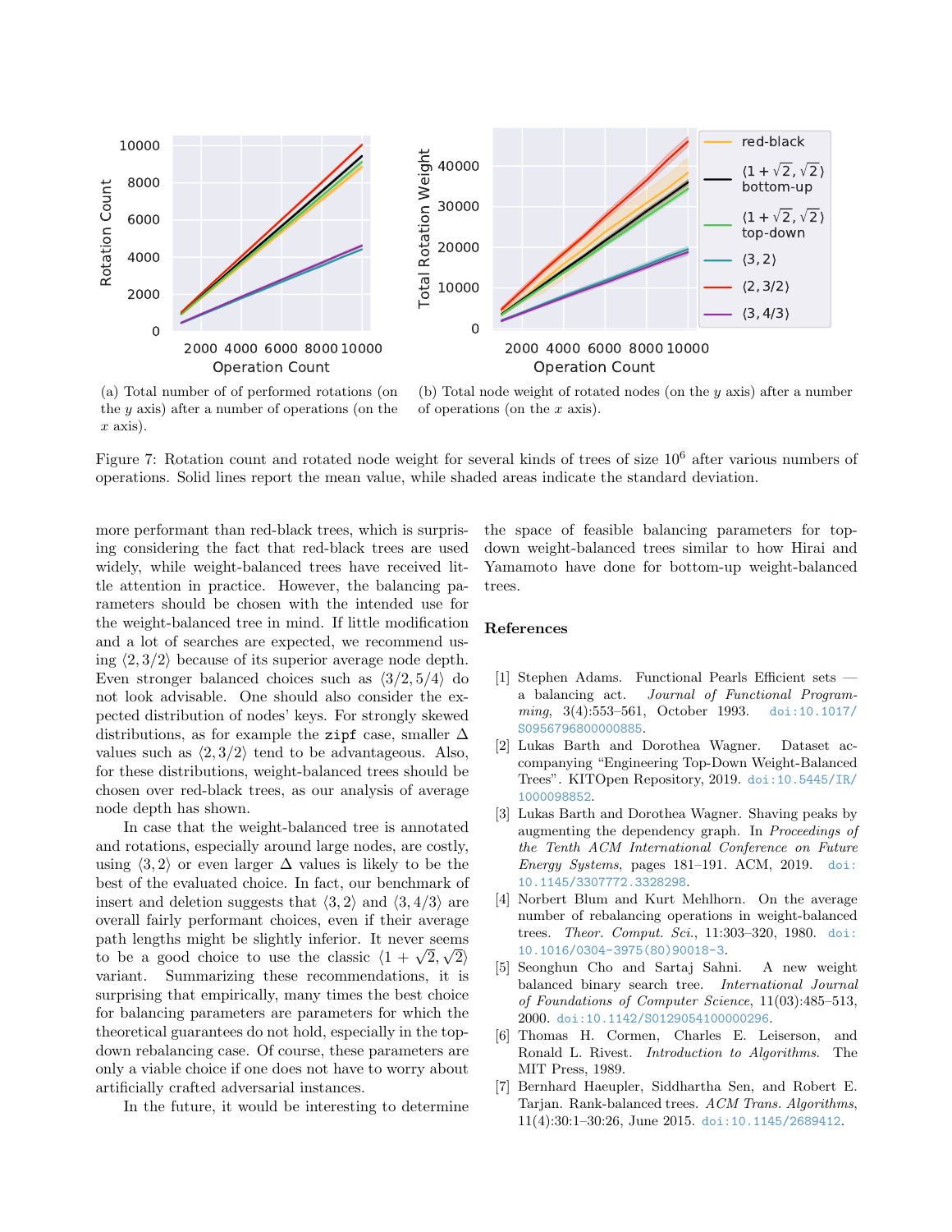(a) Total number of of performed rotations (on the $y$ axis) after a number of operations (on the $x$ axis).

(b) Total node weight of rotated nodes (on the $y$ axis) after a number of operations (on the $x$ axis).

Figure 7: Rotation count and rotated node weight for several kinds of trees of size $10^6$ after various numbers of operations. Solid lines report the mean value, while shaded areas indicate the standard deviation.

more performant than red-black trees, which is surprising considering the fact that red-black trees are used widely, while weight-balanced trees have received little attention in practice. However, the balancing parameters should be chosen with the intended use for the weight-balanced tree in mind. If little modification and a lot of searches are expected, we recommend using $\langle 2, 3/2 \rangle$ because of its superior average node depth. Even stronger balanced choices such as $\langle 3/2, 5/4 \rangle$ do not look advisable. One should also consider the expected distribution of nodes' keys. For strongly skewed distributions, as for example the `zipf` case, smaller $\Delta$ values such as $\langle 2, 3/2 \rangle$ tend to be advantageous. Also, for these distributions, weight-balanced trees should be chosen over red-black trees, as our analysis of average node depth has shown.

In case that the weight-balanced tree is annotated and rotations, especially around large nodes, are costly, using $\langle 3, 2 \rangle$ or even larger $\Delta$ values is likely to be the best of the evaluated choice. In fact, our benchmark of insert and deletion suggests that $\langle 3, 2 \rangle$ and $\langle 3, 4/3 \rangle$ are overall fairly performant choices, even if their average path lengths might be slightly inferior. It never seems to be a good choice to use the classic $\langle 1 + \sqrt{2}, \sqrt{2} \rangle$ variant. Summarizing these recommendations, it is surprising that empirically, many times the best choice for balancing parameters are parameters for which the theoretical guarantees do not hold, especially in the top-down rebalancing case. Of course, these parameters are only a viable choice if one does not have to worry about artificially crafted adversarial instances.

In the future, it would be interesting to determine the space of feasible balancing parameters for top-down weight-balanced trees similar to how Hirai and Yamamoto have done for bottom-up weight-balanced trees.

## References

[1] Stephen Adams. Functional Pearls Efficient sets — a balancing act. *Journal of Functional Programming*, 3(4):553–561, October 1993. doi:10.1017/S0956796800000885.

[2] Lukas Barth and Dorothea Wagner. Dataset accompanying "Engineering Top-Down Weight-Balanced Trees". KITOpen Repository, 2019. doi:10.5445/IR/1000098852.

[3] Lukas Barth and Dorothea Wagner. Shaving peaks by augmenting the dependency graph. In *Proceedings of the Tenth ACM International Conference on Future Energy Systems*, pages 181–191. ACM, 2019. doi:10.1145/3307772.3328298.

[4] Norbert Blum and Kurt Mehlhorn. On the average number of rebalancing operations in weight-balanced trees. *Theor. Comput. Sci.*, 11:303–320, 1980. doi:10.1016/0304-3975(80)90018-3.

[5] Seonghun Cho and Sartaj Sahni. A new weight balanced binary search tree. *International Journal of Foundations of Computer Science*, 11(03):485–513, 2000. doi:10.1142/S0129054100000296.

[6] Thomas H. Cormen, Charles E. Leiserson, and Ronald L. Rivest. *Introduction to Algorithms*. The MIT Press, 1989.

[7] Bernhard Haeupler, Siddhartha Sen, and Robert E. Tarjan. Rank-balanced trees. *ACM Trans. Algorithms*, 11(4):30:1–30:26, June 2015. doi:10.1145/2689412.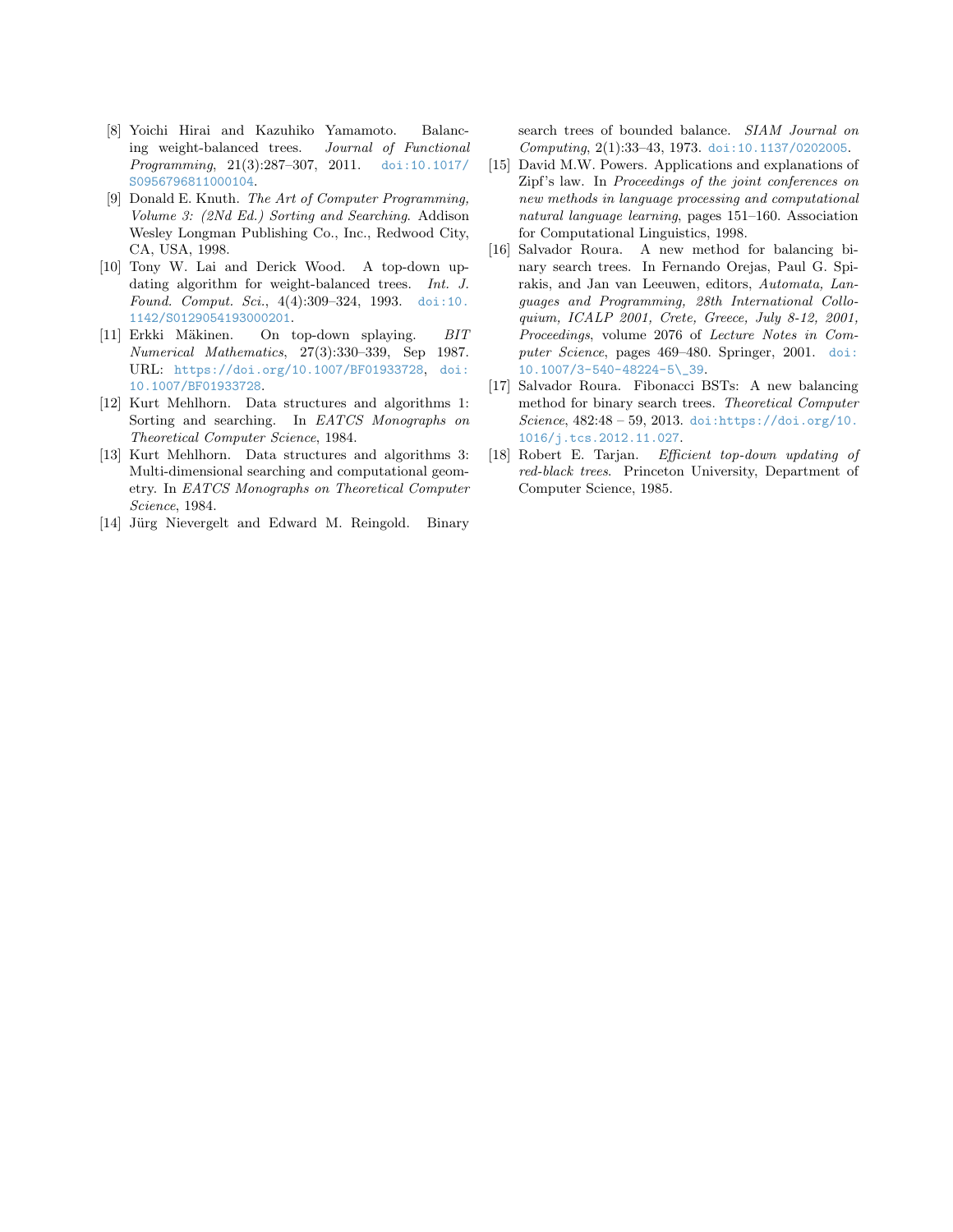[8] Yoichi Hirai and Kazuhiko Yamamoto. Balancing weight-balanced trees. *Journal of Functional Programming*, 21(3):287–307, 2011. doi:10.1017/S0956796811000104.

[9] Donald E. Knuth. *The Art of Computer Programming, Volume 3: (2Nd Ed.) Sorting and Searching*. Addison Wesley Longman Publishing Co., Inc., Redwood City, CA, USA, 1998.

[10] Tony W. Lai and Derick Wood. A top-down updating algorithm for weight-balanced trees. *Int. J. Found. Comput. Sci.*, 4(4):309–324, 1993. doi:10.1142/S0129054193000201.

[11] Erkki Mäkinen. On top-down splaying. *BIT Numerical Mathematics*, 27(3):330–339, Sep 1987. URL: https://doi.org/10.1007/BF01933728, doi:10.1007/BF01933728.

[12] Kurt Mehlhorn. Data structures and algorithms 1: Sorting and searching. In *EATCS Monographs on Theoretical Computer Science*, 1984.

[13] Kurt Mehlhorn. Data structures and algorithms 3: Multi-dimensional searching and computational geometry. In *EATCS Monographs on Theoretical Computer Science*, 1984.

[14] Jürg Nievergelt and Edward M. Reingold. Binary search trees of bounded balance. *SIAM Journal on Computing*, 2(1):33–43, 1973. doi:10.1137/0202005.

[15] David M.W. Powers. Applications and explanations of Zipf's law. In *Proceedings of the joint conferences on new methods in language processing and computational natural language learning*, pages 151–160. Association for Computational Linguistics, 1998.

[16] Salvador Roura. A new method for balancing binary search trees. In Fernando Orejas, Paul G. Spirakis, and Jan van Leeuwen, editors, *Automata, Languages and Programming, 28th International Colloquium, ICALP 2001, Crete, Greece, July 8-12, 2001, Proceedings*, volume 2076 of *Lecture Notes in Computer Science*, pages 469–480. Springer, 2001. doi:10.1007/3-540-48224-5\_39.

[17] Salvador Roura. Fibonacci BSTs: A new balancing method for binary search trees. *Theoretical Computer Science*, 482:48 – 59, 2013. doi:https://doi.org/10.1016/j.tcs.2012.11.027.

[18] Robert E. Tarjan. *Efficient top-down updating of red-black trees*. Princeton University, Department of Computer Science, 1985.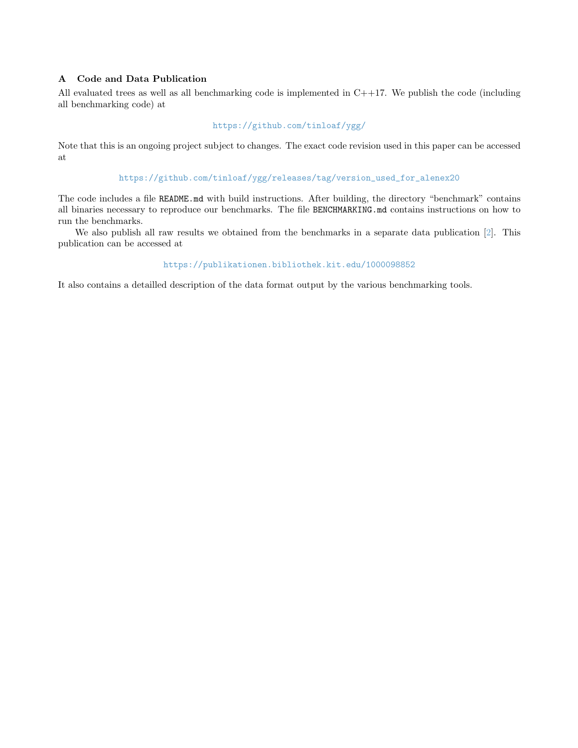## A Code and Data Publication

All evaluated trees as well as all benchmarking code is implemented in C++17. We publish the code (including all benchmarking code) at

https://github.com/tinloaf/ygg/

Note that this is an ongoing project subject to changes. The exact code revision used in this paper can be accessed at

https://github.com/tinloaf/ygg/releases/tag/version_used_for_alenex20

The code includes a file `README.md` with build instructions. After building, the directory "benchmark" contains all binaries necessary to reproduce our benchmarks. The file `BENCHMARKING.md` contains instructions on how to run the benchmarks.

We also publish all raw results we obtained from the benchmarks in a separate data publication [2]. This publication can be accessed at

https://publikationen.bibliothek.kit.edu/1000098852

It also contains a detailled description of the data format output by the various benchmarking tools.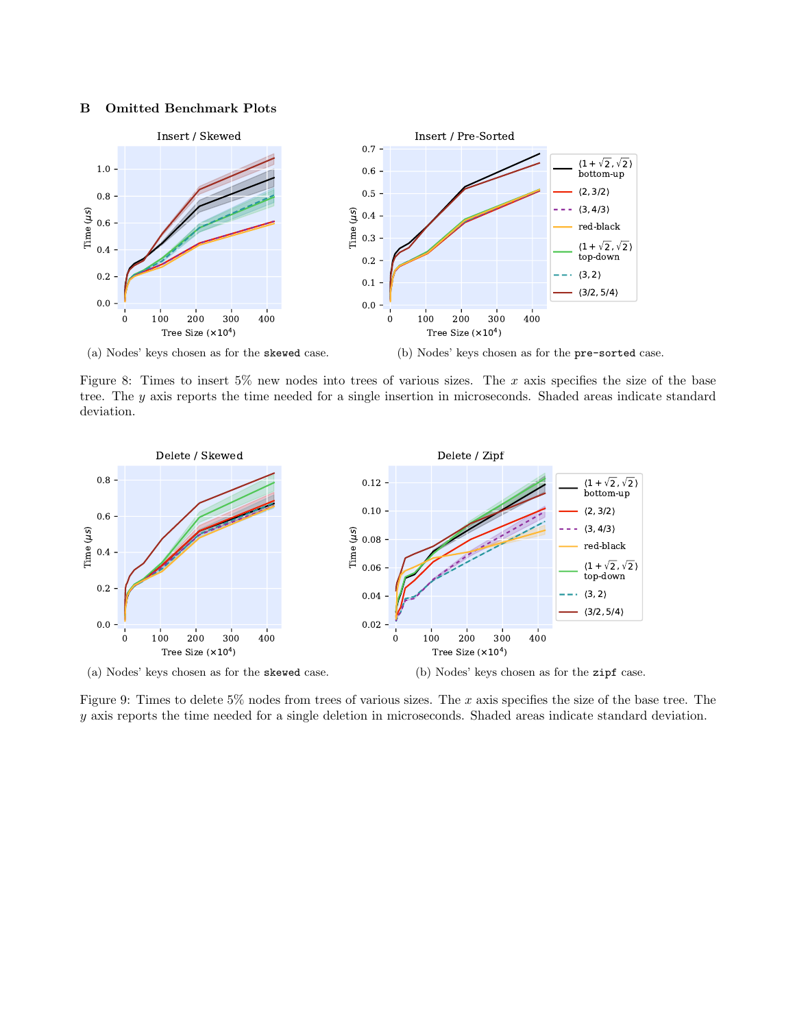## B Omitted Benchmark Plots

(a) Nodes' keys chosen as for the `skewed` case.

(b) Nodes' keys chosen as for the `pre-sorted` case.

Figure 8: Times to insert 5% new nodes into trees of various sizes. The $x$ axis specifies the size of the base tree. The $y$ axis reports the time needed for a single insertion in microseconds. Shaded areas indicate standard deviation.

(a) Nodes' keys chosen as for the `skewed` case.

(b) Nodes' keys chosen as for the `zipf` case.

Figure 9: Times to delete 5% nodes from trees of various sizes. The $x$ axis specifies the size of the base tree. The $y$ axis reports the time needed for a single deletion in microseconds. Shaded areas indicate standard deviation.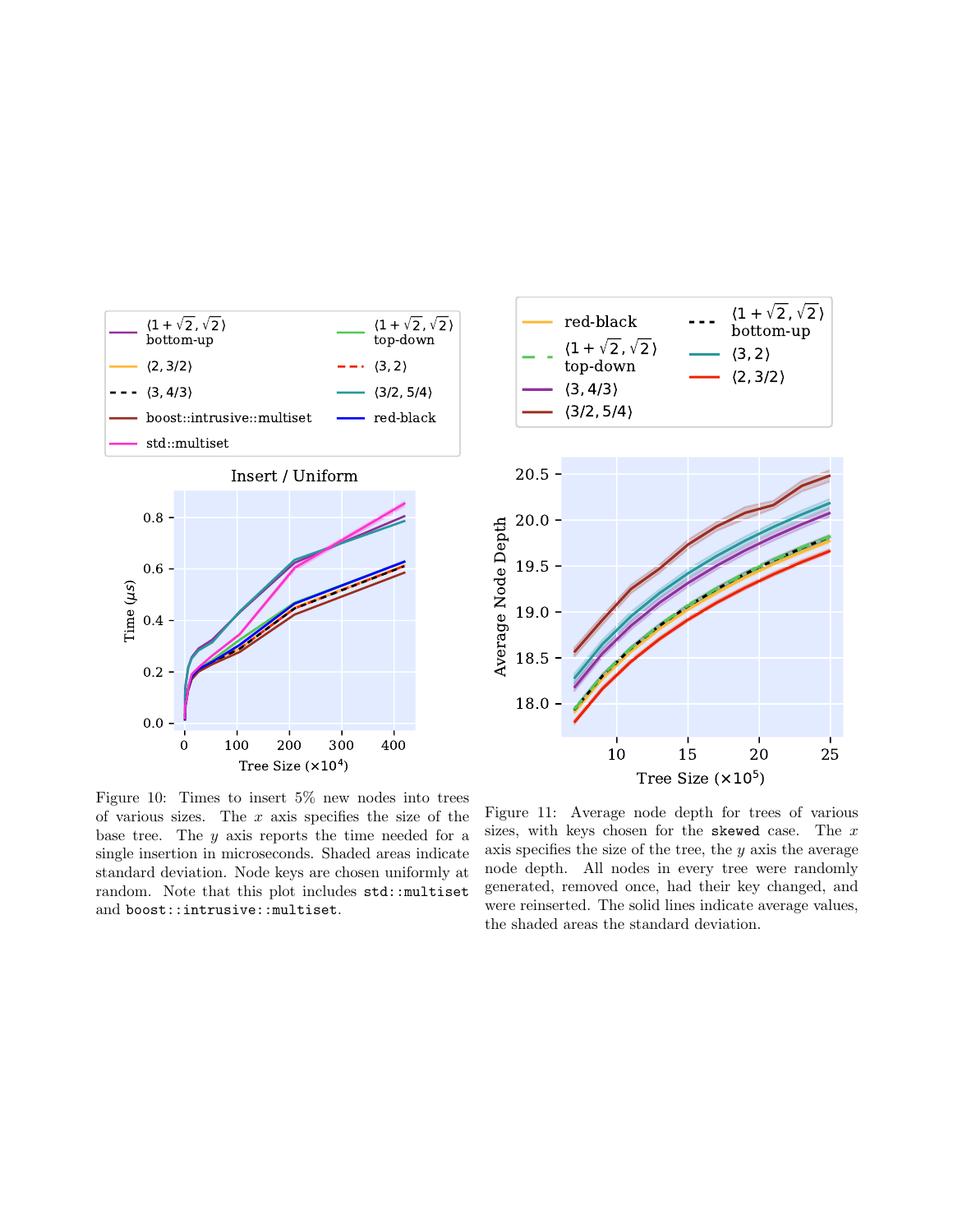⟨1 + √2, √2⟩ bottom-up
⟨1 + √2, √2⟩ top-down
⟨2, 3/2⟩
⟨3, 2⟩
⟨3, 4/3⟩
⟨3/2, 5/4⟩
boost::intrusive::multiset
red-black
std::multiset

Insert / Uniform

Time ($\mu s$)

0.0
0.2
0.4
0.6
0.8

0
100
200
300
400

Tree Size ($\times 10^4$)

Figure 10: Times to insert 5% new nodes into trees of various sizes. The $x$ axis specifies the size of the base tree. The $y$ axis reports the time needed for a single insertion in microseconds. Shaded areas indicate standard deviation. Node keys are chosen uniformly at random. Note that this plot includes `std::multiset` and `boost::intrusive::multiset`.

red-black
⟨1 + √2, √2⟩ top-down
⟨3, 4/3⟩
⟨3/2, 5/4⟩
⟨1 + √2, √2⟩ bottom-up
⟨3, 2⟩
⟨2, 3/2⟩

Average Node Depth

18.0
18.5
19.0
19.5
20.0
20.5

10
15
20
25

Tree Size ($\times 10^5$)

Figure 11: Average node depth for trees of various sizes, with keys chosen for the `skewed` case. The $x$ axis specifies the size of the tree, the $y$ axis the average node depth. All nodes in every tree were randomly generated, removed once, had their key changed, and were reinserted. The solid lines indicate average values, the shaded areas the standard deviation.